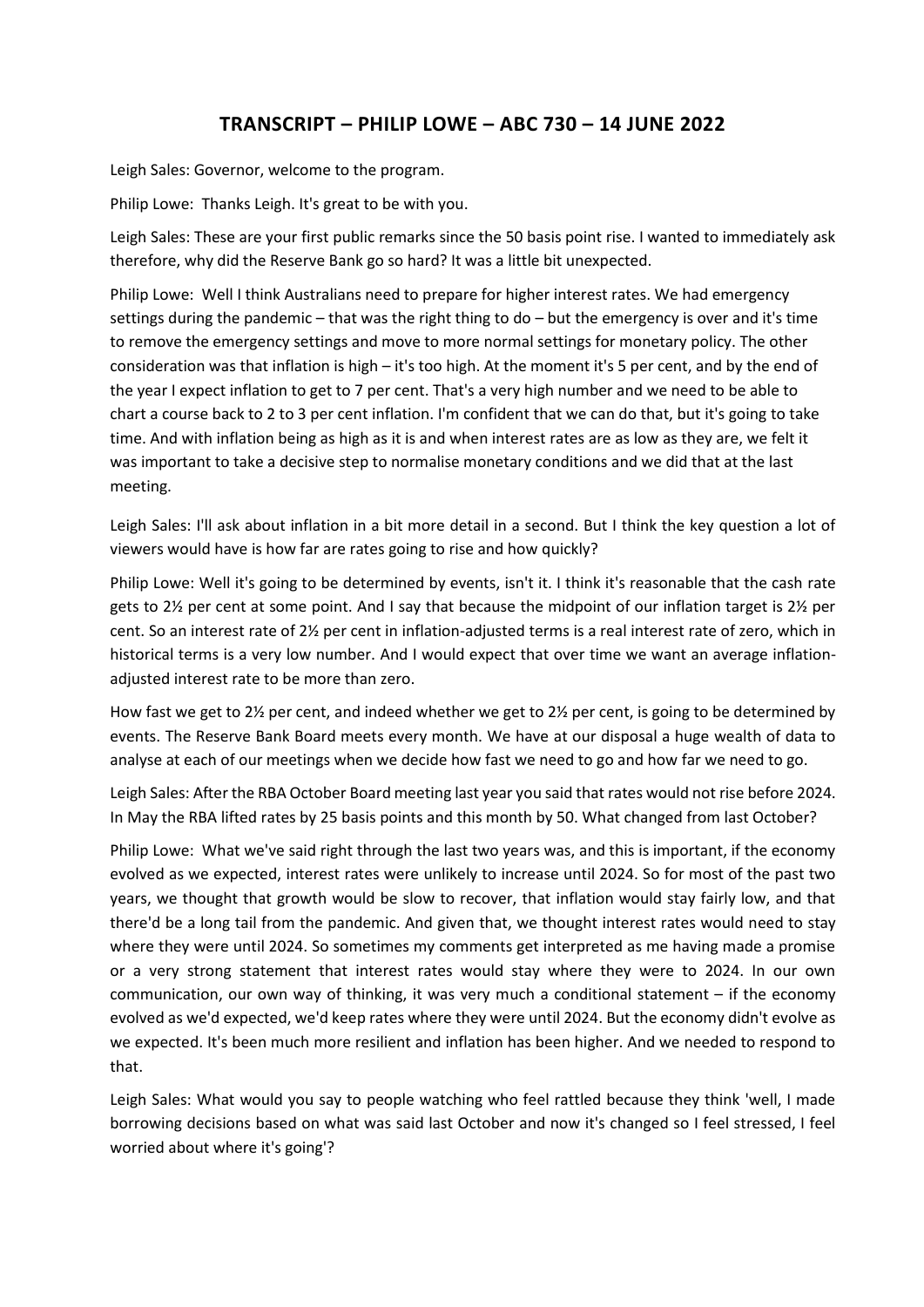# TRANSCRIPT – PHILIP LOWE – ABC 730 – 14 JUNE 2022

Leigh Sales: Governor, welcome to the program.

Philip Lowe: Thanks Leigh. It's great to be with you.

Leigh Sales: These are your first public remarks since the 50 basis point rise. I wanted to immediately ask therefore, why did the Reserve Bank go so hard? It was a little bit unexpected.

Philip Lowe: Well I think Australians need to prepare for higher interest rates. We had emergency settings during the pandemic – that was the right thing to do – but the emergency is over and it's time to remove the emergency settings and move to more normal settings for monetary policy. The other consideration was that inflation is high – it's too high. At the moment it's 5 per cent, and by the end of the year I expect inflation to get to 7 per cent. That's a very high number and we need to be able to chart a course back to 2 to 3 per cent inflation. I'm confident that we can do that, but it's going to take time. And with inflation being as high as it is and when interest rates are as low as they are, we felt it was important to take a decisive step to normalise monetary conditions and we did that at the last meeting.

Leigh Sales: I'll ask about inflation in a bit more detail in a second. But I think the key question a lot of viewers would have is how far are rates going to rise and how quickly?

Philip Lowe: Well it's going to be determined by events, isn't it. I think it's reasonable that the cash rate gets to 2½ per cent at some point. And I say that because the midpoint of our inflation target is 2½ per cent. So an interest rate of 2½ per cent in inflation-adjusted terms is a real interest rate of zero, which in historical terms is a very low number. And I would expect that over time we want an average inflation-adjusted interest rate to be more than zero.

How fast we get to 2½ per cent, and indeed whether we get to 2½ per cent, is going to be determined by events. The Reserve Bank Board meets every month. We have at our disposal a huge wealth of data to analyse at each of our meetings when we decide how fast we need to go and how far we need to go.

Leigh Sales: After the RBA October Board meeting last year you said that rates would not rise before 2024. In May the RBA lifted rates by 25 basis points and this month by 50. What changed from last October?

Philip Lowe: What we've said right through the last two years was, and this is important, if the economy evolved as we expected, interest rates were unlikely to increase until 2024. So for most of the past two years, we thought that growth would be slow to recover, that inflation would stay fairly low, and that there'd be a long tail from the pandemic. And given that, we thought interest rates would need to stay where they were until 2024. So sometimes my comments get interpreted as me having made a promise or a very strong statement that interest rates would stay where they were to 2024. In our own communication, our own way of thinking, it was very much a conditional statement – if the economy evolved as we'd expected, we'd keep rates where they were until 2024. But the economy didn't evolve as we expected. It's been much more resilient and inflation has been higher. And we needed to respond to that.

Leigh Sales: What would you say to people watching who feel rattled because they think 'well, I made borrowing decisions based on what was said last October and now it's changed so I feel stressed, I feel worried about where it's going'?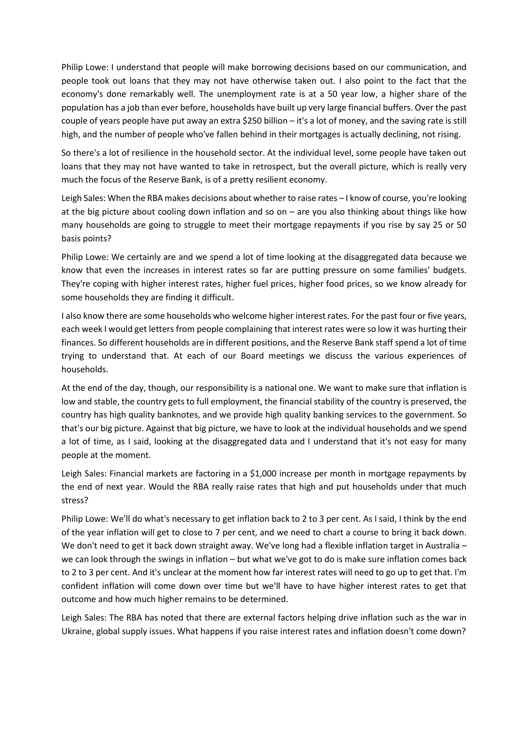Philip Lowe: I understand that people will make borrowing decisions based on our communication, and people took out loans that they may not have otherwise taken out. I also point to the fact that the economy's done remarkably well. The unemployment rate is at a 50 year low, a higher share of the population has a job than ever before, households have built up very large financial buffers. Over the past couple of years people have put away an extra $250 billion – it's a lot of money, and the saving rate is still high, and the number of people who've fallen behind in their mortgages is actually declining, not rising.

So there's a lot of resilience in the household sector. At the individual level, some people have taken out loans that they may not have wanted to take in retrospect, but the overall picture, which is really very much the focus of the Reserve Bank, is of a pretty resilient economy.

Leigh Sales: When the RBA makes decisions about whether to raise rates – I know of course, you're looking at the big picture about cooling down inflation and so on – are you also thinking about things like how many households are going to struggle to meet their mortgage repayments if you rise by say 25 or 50 basis points?

Philip Lowe: We certainly are and we spend a lot of time looking at the disaggregated data because we know that even the increases in interest rates so far are putting pressure on some families' budgets. They're coping with higher interest rates, higher fuel prices, higher food prices, so we know already for some households they are finding it difficult.

I also know there are some households who welcome higher interest rates. For the past four or five years, each week I would get letters from people complaining that interest rates were so low it was hurting their finances. So different households are in different positions, and the Reserve Bank staff spend a lot of time trying to understand that. At each of our Board meetings we discuss the various experiences of households.

At the end of the day, though, our responsibility is a national one. We want to make sure that inflation is low and stable, the country gets to full employment, the financial stability of the country is preserved, the country has high quality banknotes, and we provide high quality banking services to the government. So that's our big picture. Against that big picture, we have to look at the individual households and we spend a lot of time, as I said, looking at the disaggregated data and I understand that it's not easy for many people at the moment.

Leigh Sales: Financial markets are factoring in a $1,000 increase per month in mortgage repayments by the end of next year. Would the RBA really raise rates that high and put households under that much stress?

Philip Lowe: We'll do what's necessary to get inflation back to 2 to 3 per cent. As I said, I think by the end of the year inflation will get to close to 7 per cent, and we need to chart a course to bring it back down. We don't need to get it back down straight away. We've long had a flexible inflation target in Australia – we can look through the swings in inflation – but what we've got to do is make sure inflation comes back to 2 to 3 per cent. And it's unclear at the moment how far interest rates will need to go up to get that. I'm confident inflation will come down over time but we'll have to have higher interest rates to get that outcome and how much higher remains to be determined.

Leigh Sales: The RBA has noted that there are external factors helping drive inflation such as the war in Ukraine, global supply issues. What happens if you raise interest rates and inflation doesn't come down?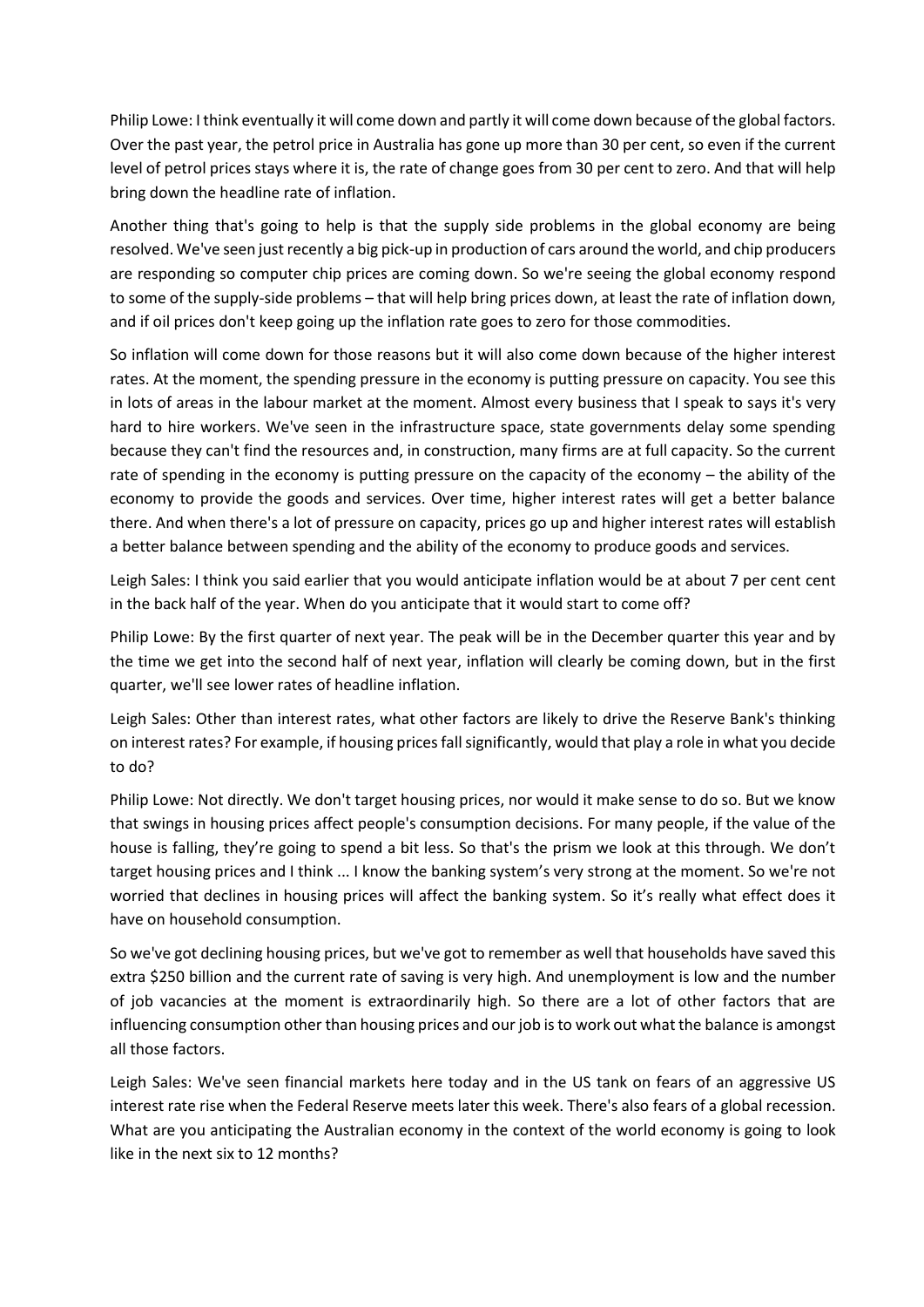Philip Lowe: I think eventually it will come down and partly it will come down because of the global factors. Over the past year, the petrol price in Australia has gone up more than 30 per cent, so even if the current level of petrol prices stays where it is, the rate of change goes from 30 per cent to zero. And that will help bring down the headline rate of inflation.

Another thing that's going to help is that the supply side problems in the global economy are being resolved. We've seen just recently a big pick-up in production of cars around the world, and chip producers are responding so computer chip prices are coming down. So we're seeing the global economy respond to some of the supply-side problems – that will help bring prices down, at least the rate of inflation down, and if oil prices don't keep going up the inflation rate goes to zero for those commodities.

So inflation will come down for those reasons but it will also come down because of the higher interest rates. At the moment, the spending pressure in the economy is putting pressure on capacity. You see this in lots of areas in the labour market at the moment. Almost every business that I speak to says it's very hard to hire workers. We've seen in the infrastructure space, state governments delay some spending because they can't find the resources and, in construction, many firms are at full capacity. So the current rate of spending in the economy is putting pressure on the capacity of the economy – the ability of the economy to provide the goods and services. Over time, higher interest rates will get a better balance there. And when there's a lot of pressure on capacity, prices go up and higher interest rates will establish a better balance between spending and the ability of the economy to produce goods and services.

Leigh Sales: I think you said earlier that you would anticipate inflation would be at about 7 per cent cent in the back half of the year. When do you anticipate that it would start to come off?

Philip Lowe: By the first quarter of next year. The peak will be in the December quarter this year and by the time we get into the second half of next year, inflation will clearly be coming down, but in the first quarter, we'll see lower rates of headline inflation.

Leigh Sales: Other than interest rates, what other factors are likely to drive the Reserve Bank's thinking on interest rates? For example, if housing prices fall significantly, would that play a role in what you decide to do?

Philip Lowe: Not directly. We don't target housing prices, nor would it make sense to do so. But we know that swings in housing prices affect people's consumption decisions. For many people, if the value of the house is falling, they're going to spend a bit less. So that's the prism we look at this through. We don't target housing prices and I think ... I know the banking system's very strong at the moment. So we're not worried that declines in housing prices will affect the banking system. So it's really what effect does it have on household consumption.

So we've got declining housing prices, but we've got to remember as well that households have saved this extra $250 billion and the current rate of saving is very high. And unemployment is low and the number of job vacancies at the moment is extraordinarily high. So there are a lot of other factors that are influencing consumption other than housing prices and our job is to work out what the balance is amongst all those factors.

Leigh Sales: We've seen financial markets here today and in the US tank on fears of an aggressive US interest rate rise when the Federal Reserve meets later this week. There's also fears of a global recession. What are you anticipating the Australian economy in the context of the world economy is going to look like in the next six to 12 months?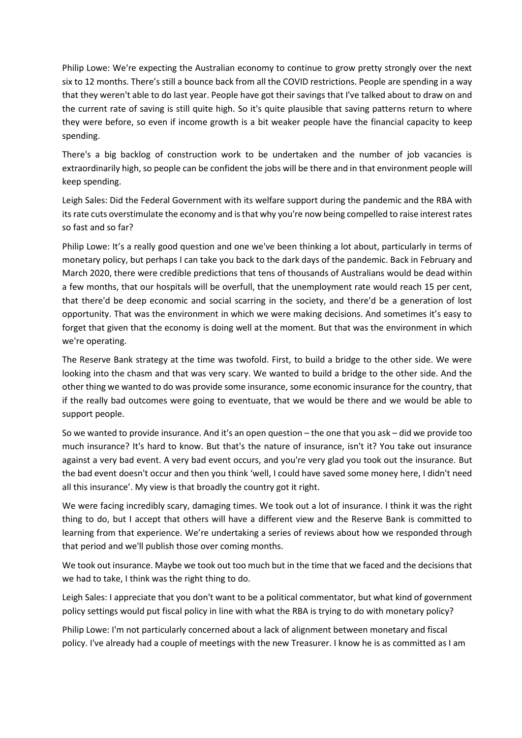Philip Lowe: We're expecting the Australian economy to continue to grow pretty strongly over the next six to 12 months. There's still a bounce back from all the COVID restrictions. People are spending in a way that they weren't able to do last year. People have got their savings that I've talked about to draw on and the current rate of saving is still quite high. So it's quite plausible that saving patterns return to where they were before, so even if income growth is a bit weaker people have the financial capacity to keep spending.

There's a big backlog of construction work to be undertaken and the number of job vacancies is extraordinarily high, so people can be confident the jobs will be there and in that environment people will keep spending.

Leigh Sales: Did the Federal Government with its welfare support during the pandemic and the RBA with its rate cuts overstimulate the economy and is that why you're now being compelled to raise interest rates so fast and so far?

Philip Lowe: It's a really good question and one we've been thinking a lot about, particularly in terms of monetary policy, but perhaps I can take you back to the dark days of the pandemic. Back in February and March 2020, there were credible predictions that tens of thousands of Australians would be dead within a few months, that our hospitals will be overfull, that the unemployment rate would reach 15 per cent, that there'd be deep economic and social scarring in the society, and there'd be a generation of lost opportunity. That was the environment in which we were making decisions. And sometimes it's easy to forget that given that the economy is doing well at the moment. But that was the environment in which we're operating.

The Reserve Bank strategy at the time was twofold. First, to build a bridge to the other side. We were looking into the chasm and that was very scary. We wanted to build a bridge to the other side. And the other thing we wanted to do was provide some insurance, some economic insurance for the country, that if the really bad outcomes were going to eventuate, that we would be there and we would be able to support people.

So we wanted to provide insurance. And it's an open question – the one that you ask – did we provide too much insurance? It's hard to know. But that's the nature of insurance, isn't it? You take out insurance against a very bad event. A very bad event occurs, and you're very glad you took out the insurance. But the bad event doesn't occur and then you think 'well, I could have saved some money here, I didn't need all this insurance'. My view is that broadly the country got it right.

We were facing incredibly scary, damaging times. We took out a lot of insurance. I think it was the right thing to do, but I accept that others will have a different view and the Reserve Bank is committed to learning from that experience. We're undertaking a series of reviews about how we responded through that period and we'll publish those over coming months.

We took out insurance. Maybe we took out too much but in the time that we faced and the decisions that we had to take, I think was the right thing to do.

Leigh Sales: I appreciate that you don't want to be a political commentator, but what kind of government policy settings would put fiscal policy in line with what the RBA is trying to do with monetary policy?

Philip Lowe: I'm not particularly concerned about a lack of alignment between monetary and fiscal policy. I've already had a couple of meetings with the new Treasurer. I know he is as committed as I am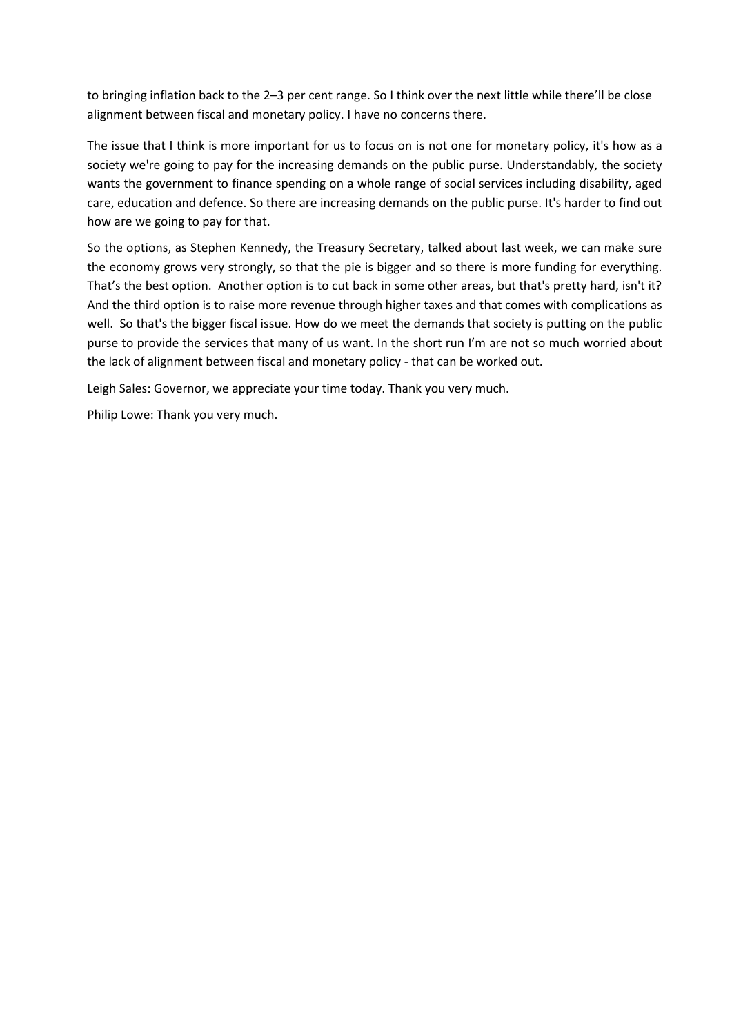to bringing inflation back to the 2–3 per cent range. So I think over the next little while there'll be close alignment between fiscal and monetary policy. I have no concerns there.

The issue that I think is more important for us to focus on is not one for monetary policy, it's how as a society we're going to pay for the increasing demands on the public purse. Understandably, the society wants the government to finance spending on a whole range of social services including disability, aged care, education and defence. So there are increasing demands on the public purse. It's harder to find out how are we going to pay for that.

So the options, as Stephen Kennedy, the Treasury Secretary, talked about last week, we can make sure the economy grows very strongly, so that the pie is bigger and so there is more funding for everything. That's the best option. Another option is to cut back in some other areas, but that's pretty hard, isn't it? And the third option is to raise more revenue through higher taxes and that comes with complications as well. So that's the bigger fiscal issue. How do we meet the demands that society is putting on the public purse to provide the services that many of us want. In the short run I'm are not so much worried about the lack of alignment between fiscal and monetary policy - that can be worked out.

Leigh Sales: Governor, we appreciate your time today. Thank you very much.

Philip Lowe: Thank you very much.